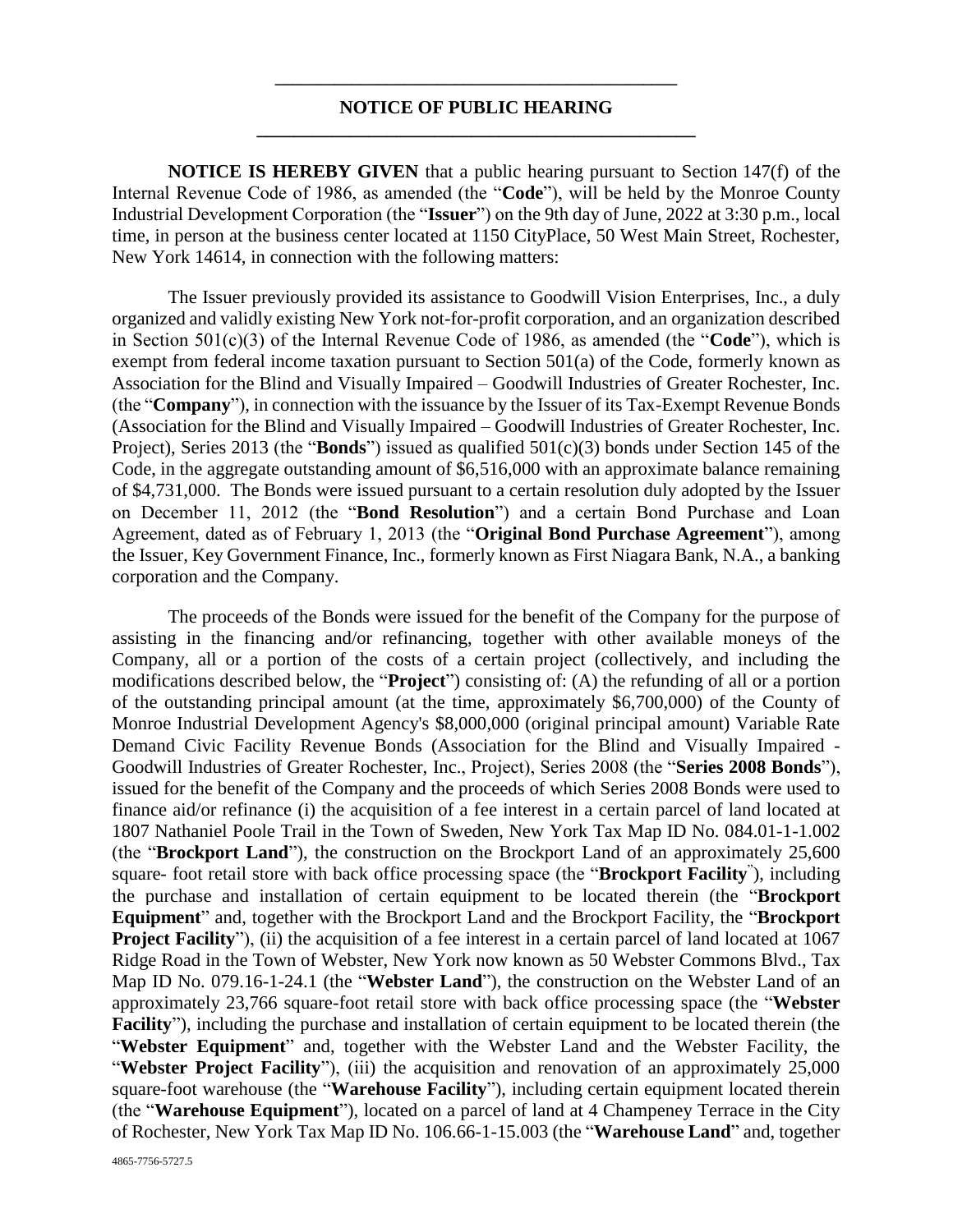## NOTICE OF PUBLIC HEARING

**NOTICE IS HEREBY GIVEN** that a public hearing pursuant to Section 147(f) of the Internal Revenue Code of 1986, as amended (the "**Code**"), will be held by the Monroe County Industrial Development Corporation (the "**Issuer**") on the 9th day of June, 2022 at 3:30 p.m., local time, in person at the business center located at 1150 CityPlace, 50 West Main Street, Rochester, New York 14614, in connection with the following matters:

The Issuer previously provided its assistance to Goodwill Vision Enterprises, Inc., a duly organized and validly existing New York not-for-profit corporation, and an organization described in Section 501(c)(3) of the Internal Revenue Code of 1986, as amended (the "**Code**"), which is exempt from federal income taxation pursuant to Section 501(a) of the Code, formerly known as Association for the Blind and Visually Impaired – Goodwill Industries of Greater Rochester, Inc. (the "**Company**"), in connection with the issuance by the Issuer of its Tax-Exempt Revenue Bonds (Association for the Blind and Visually Impaired – Goodwill Industries of Greater Rochester, Inc. Project), Series 2013 (the "**Bonds**") issued as qualified 501(c)(3) bonds under Section 145 of the Code, in the aggregate outstanding amount of $6,516,000 with an approximate balance remaining of $4,731,000. The Bonds were issued pursuant to a certain resolution duly adopted by the Issuer on December 11, 2012 (the "**Bond Resolution**") and a certain Bond Purchase and Loan Agreement, dated as of February 1, 2013 (the "**Original Bond Purchase Agreement**"), among the Issuer, Key Government Finance, Inc., formerly known as First Niagara Bank, N.A., a banking corporation and the Company.

The proceeds of the Bonds were issued for the benefit of the Company for the purpose of assisting in the financing and/or refinancing, together with other available moneys of the Company, all or a portion of the costs of a certain project (collectively, and including the modifications described below, the "**Project**") consisting of: (A) the refunding of all or a portion of the outstanding principal amount (at the time, approximately $6,700,000) of the County of Monroe Industrial Development Agency's $8,000,000 (original principal amount) Variable Rate Demand Civic Facility Revenue Bonds (Association for the Blind and Visually Impaired - Goodwill Industries of Greater Rochester, Inc., Project), Series 2008 (the "**Series 2008 Bonds**"), issued for the benefit of the Company and the proceeds of which Series 2008 Bonds were used to finance aid/or refinance (i) the acquisition of a fee interest in a certain parcel of land located at 1807 Nathaniel Poole Trail in the Town of Sweden, New York Tax Map ID No. 084.01-1-1.002 (the "**Brockport Land**"), the construction on the Brockport Land of an approximately 25,600 square- foot retail store with back office processing space (the "**Brockport Facility**"), including the purchase and installation of certain equipment to be located therein (the "**Brockport Equipment**" and, together with the Brockport Land and the Brockport Facility, the "**Brockport Project Facility**"), (ii) the acquisition of a fee interest in a certain parcel of land located at 1067 Ridge Road in the Town of Webster, New York now known as 50 Webster Commons Blvd., Tax Map ID No. 079.16-1-24.1 (the "**Webster Land**"), the construction on the Webster Land of an approximately 23,766 square-foot retail store with back office processing space (the "**Webster Facility**"), including the purchase and installation of certain equipment to be located therein (the "**Webster Equipment**" and, together with the Webster Land and the Webster Facility, the "**Webster Project Facility**"), (iii) the acquisition and renovation of an approximately 25,000 square-foot warehouse (the "**Warehouse Facility**"), including certain equipment located therein (the "**Warehouse Equipment**"), located on a parcel of land at 4 Champeney Terrace in the City of Rochester, New York Tax Map ID No. 106.66-1-15.003 (the "**Warehouse Land**" and, together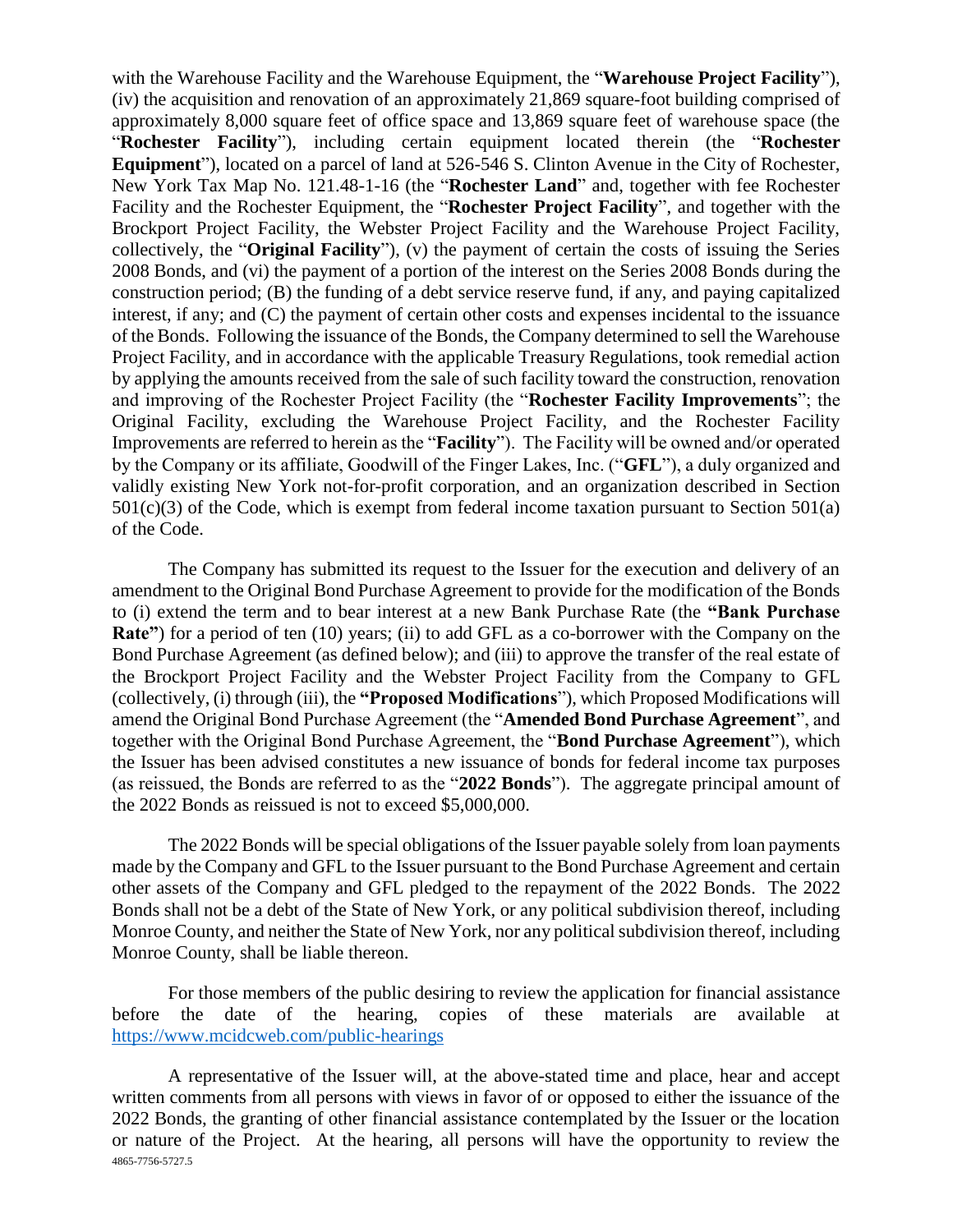with the Warehouse Facility and the Warehouse Equipment, the "**Warehouse Project Facility**"), (iv) the acquisition and renovation of an approximately 21,869 square-foot building comprised of approximately 8,000 square feet of office space and 13,869 square feet of warehouse space (the "**Rochester Facility**"), including certain equipment located therein (the "**Rochester Equipment**"), located on a parcel of land at 526-546 S. Clinton Avenue in the City of Rochester, New York Tax Map No. 121.48-1-16 (the "**Rochester Land**" and, together with fee Rochester Facility and the Rochester Equipment, the "**Rochester Project Facility**", and together with the Brockport Project Facility, the Webster Project Facility and the Warehouse Project Facility, collectively, the "**Original Facility**"), (v) the payment of certain the costs of issuing the Series 2008 Bonds, and (vi) the payment of a portion of the interest on the Series 2008 Bonds during the construction period; (B) the funding of a debt service reserve fund, if any, and paying capitalized interest, if any; and (C) the payment of certain other costs and expenses incidental to the issuance of the Bonds. Following the issuance of the Bonds, the Company determined to sell the Warehouse Project Facility, and in accordance with the applicable Treasury Regulations, took remedial action by applying the amounts received from the sale of such facility toward the construction, renovation and improving of the Rochester Project Facility (the "**Rochester Facility Improvements**"; the Original Facility, excluding the Warehouse Project Facility, and the Rochester Facility Improvements are referred to herein as the "**Facility**"). The Facility will be owned and/or operated by the Company or its affiliate, Goodwill of the Finger Lakes, Inc. ("**GFL**"), a duly organized and validly existing New York not-for-profit corporation, and an organization described in Section 501(c)(3) of the Code, which is exempt from federal income taxation pursuant to Section 501(a) of the Code.

The Company has submitted its request to the Issuer for the execution and delivery of an amendment to the Original Bond Purchase Agreement to provide for the modification of the Bonds to (i) extend the term and to bear interest at a new Bank Purchase Rate (the **"Bank Purchase Rate"**) for a period of ten (10) years; (ii) to add GFL as a co-borrower with the Company on the Bond Purchase Agreement (as defined below); and (iii) to approve the transfer of the real estate of the Brockport Project Facility and the Webster Project Facility from the Company to GFL (collectively, (i) through (iii), the **"Proposed Modifications**"), which Proposed Modifications will amend the Original Bond Purchase Agreement (the "**Amended Bond Purchase Agreement**", and together with the Original Bond Purchase Agreement, the "**Bond Purchase Agreement**"), which the Issuer has been advised constitutes a new issuance of bonds for federal income tax purposes (as reissued, the Bonds are referred to as the "**2022 Bonds**"). The aggregate principal amount of the 2022 Bonds as reissued is not to exceed $5,000,000.

The 2022 Bonds will be special obligations of the Issuer payable solely from loan payments made by the Company and GFL to the Issuer pursuant to the Bond Purchase Agreement and certain other assets of the Company and GFL pledged to the repayment of the 2022 Bonds. The 2022 Bonds shall not be a debt of the State of New York, or any political subdivision thereof, including Monroe County, and neither the State of New York, nor any political subdivision thereof, including Monroe County, shall be liable thereon.

For those members of the public desiring to review the application for financial assistance before the date of the hearing, copies of these materials are available at https://www.mcidcweb.com/public-hearings

A representative of the Issuer will, at the above-stated time and place, hear and accept written comments from all persons with views in favor of or opposed to either the issuance of the 2022 Bonds, the granting of other financial assistance contemplated by the Issuer or the location or nature of the Project. At the hearing, all persons will have the opportunity to review the

4865-7756-5727.5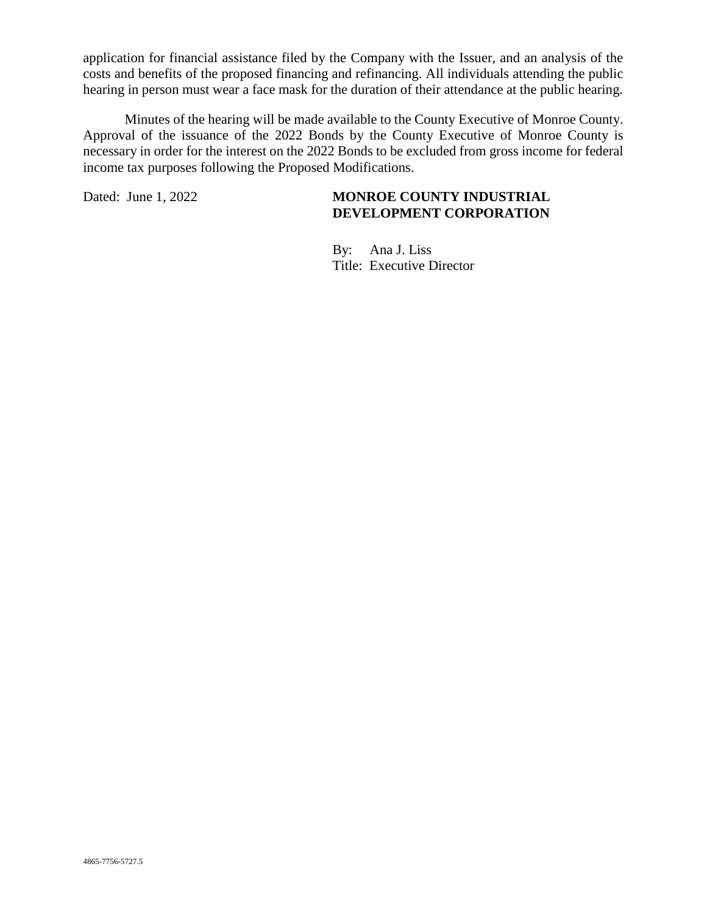application for financial assistance filed by the Company with the Issuer, and an analysis of the costs and benefits of the proposed financing and refinancing. All individuals attending the public hearing in person must wear a face mask for the duration of their attendance at the public hearing.

Minutes of the hearing will be made available to the County Executive of Monroe County. Approval of the issuance of the 2022 Bonds by the County Executive of Monroe County is necessary in order for the interest on the 2022 Bonds to be excluded from gross income for federal income tax purposes following the Proposed Modifications.

Dated: June 1, 2022

**MONROE COUNTY INDUSTRIAL DEVELOPMENT CORPORATION**

By: Ana J. Liss
Title: Executive Director

4865-7756-5727.5